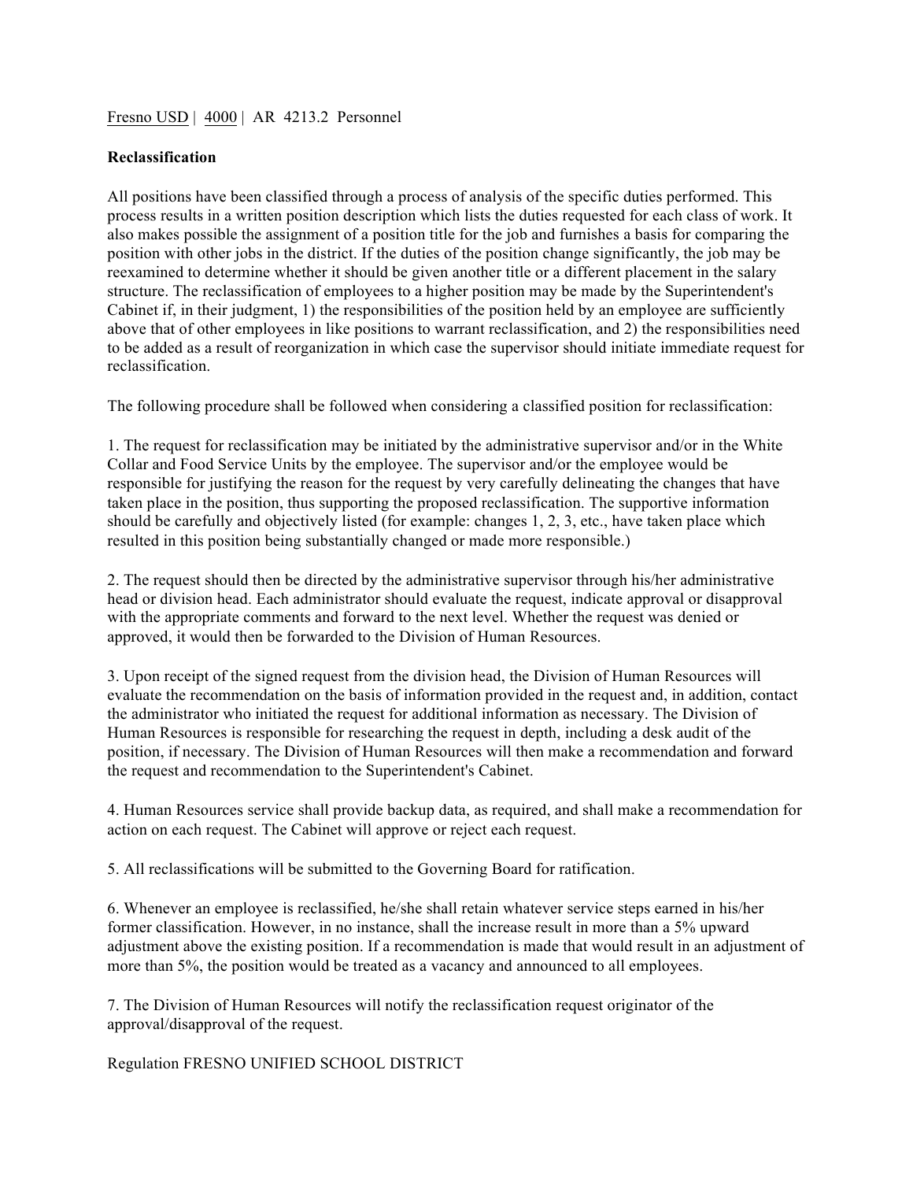Fresno USD | 4000 | AR 4213.2 Personnel

**Reclassification**

All positions have been classified through a process of analysis of the specific duties performed. This process results in a written position description which lists the duties requested for each class of work. It also makes possible the assignment of a position title for the job and furnishes a basis for comparing the position with other jobs in the district. If the duties of the position change significantly, the job may be reexamined to determine whether it should be given another title or a different placement in the salary structure. The reclassification of employees to a higher position may be made by the Superintendent's Cabinet if, in their judgment, 1) the responsibilities of the position held by an employee are sufficiently above that of other employees in like positions to warrant reclassification, and 2) the responsibilities need to be added as a result of reorganization in which case the supervisor should initiate immediate request for reclassification.

The following procedure shall be followed when considering a classified position for reclassification:

1. The request for reclassification may be initiated by the administrative supervisor and/or in the White Collar and Food Service Units by the employee. The supervisor and/or the employee would be responsible for justifying the reason for the request by very carefully delineating the changes that have taken place in the position, thus supporting the proposed reclassification. The supportive information should be carefully and objectively listed (for example: changes 1, 2, 3, etc., have taken place which resulted in this position being substantially changed or made more responsible.)

2. The request should then be directed by the administrative supervisor through his/her administrative head or division head. Each administrator should evaluate the request, indicate approval or disapproval with the appropriate comments and forward to the next level. Whether the request was denied or approved, it would then be forwarded to the Division of Human Resources.

3. Upon receipt of the signed request from the division head, the Division of Human Resources will evaluate the recommendation on the basis of information provided in the request and, in addition, contact the administrator who initiated the request for additional information as necessary. The Division of Human Resources is responsible for researching the request in depth, including a desk audit of the position, if necessary. The Division of Human Resources will then make a recommendation and forward the request and recommendation to the Superintendent's Cabinet.

4. Human Resources service shall provide backup data, as required, and shall make a recommendation for action on each request. The Cabinet will approve or reject each request.

5. All reclassifications will be submitted to the Governing Board for ratification.

6. Whenever an employee is reclassified, he/she shall retain whatever service steps earned in his/her former classification. However, in no instance, shall the increase result in more than a 5% upward adjustment above the existing position. If a recommendation is made that would result in an adjustment of more than 5%, the position would be treated as a vacancy and announced to all employees.

7. The Division of Human Resources will notify the reclassification request originator of the approval/disapproval of the request.

Regulation FRESNO UNIFIED SCHOOL DISTRICT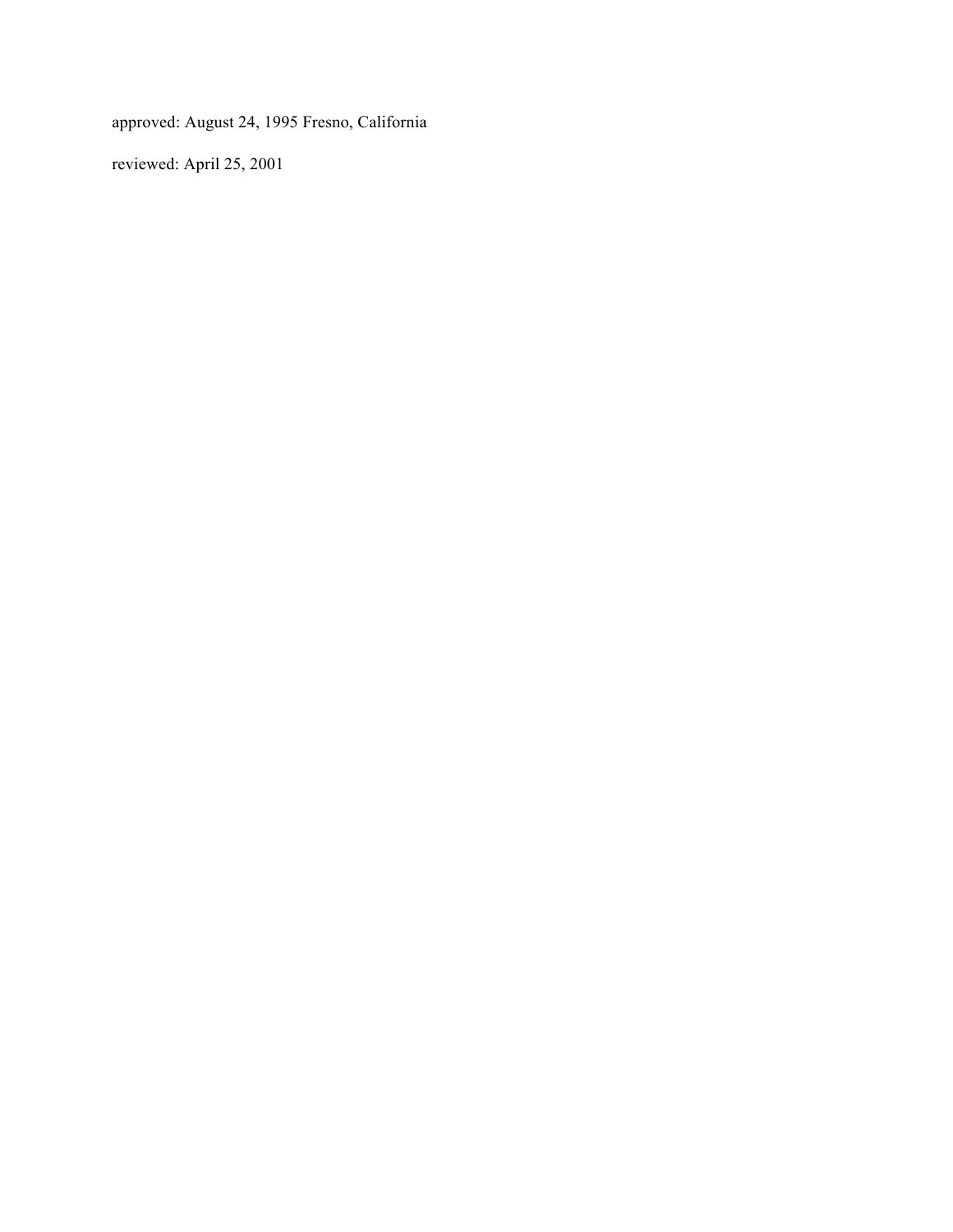approved: August 24, 1995 Fresno, California

reviewed: April 25, 2001